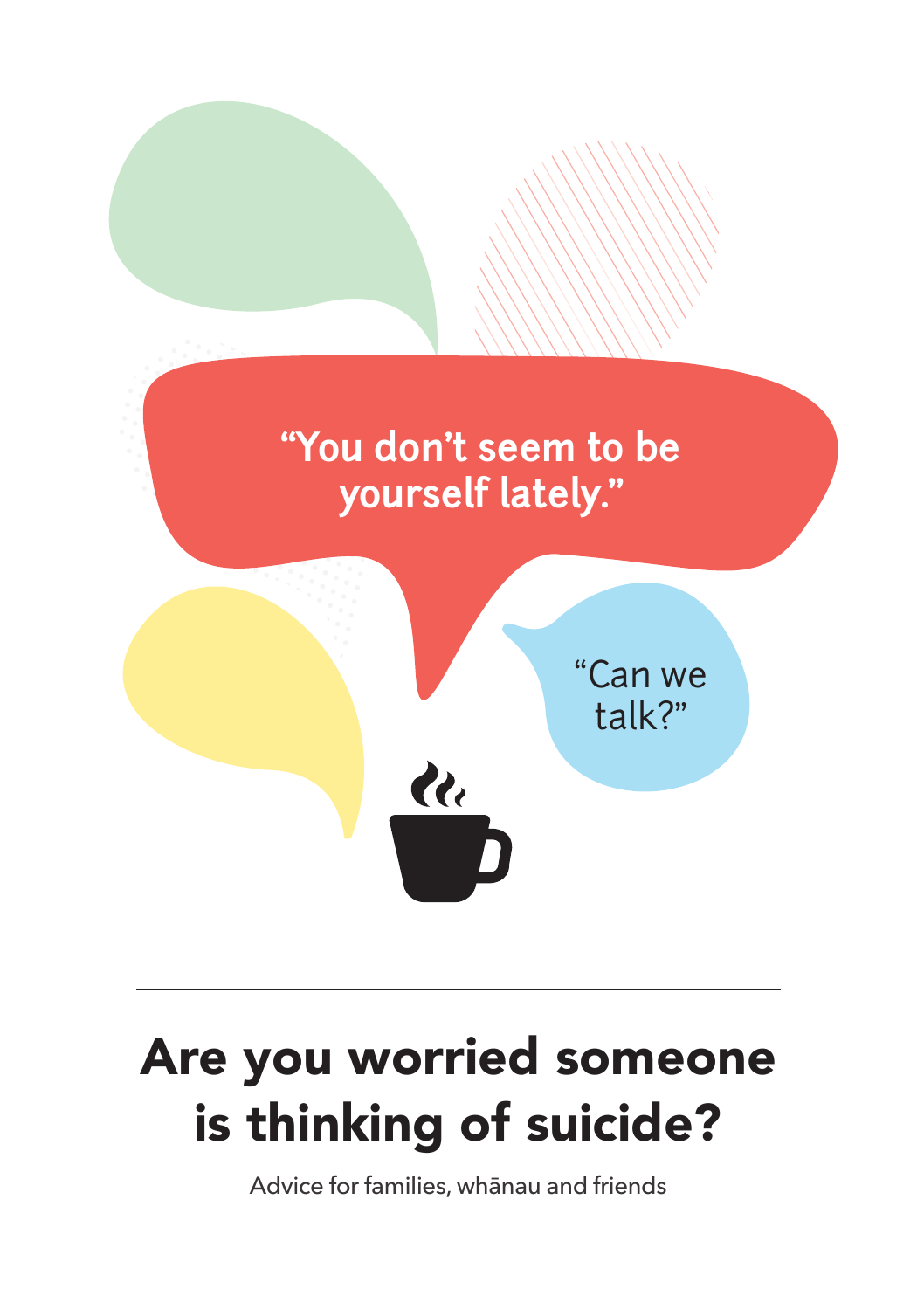"You don't seem to be yourself lately."

"Can we talk?"

# Are you worried someone is thinking of suicide?

Advice for families, whānau and friends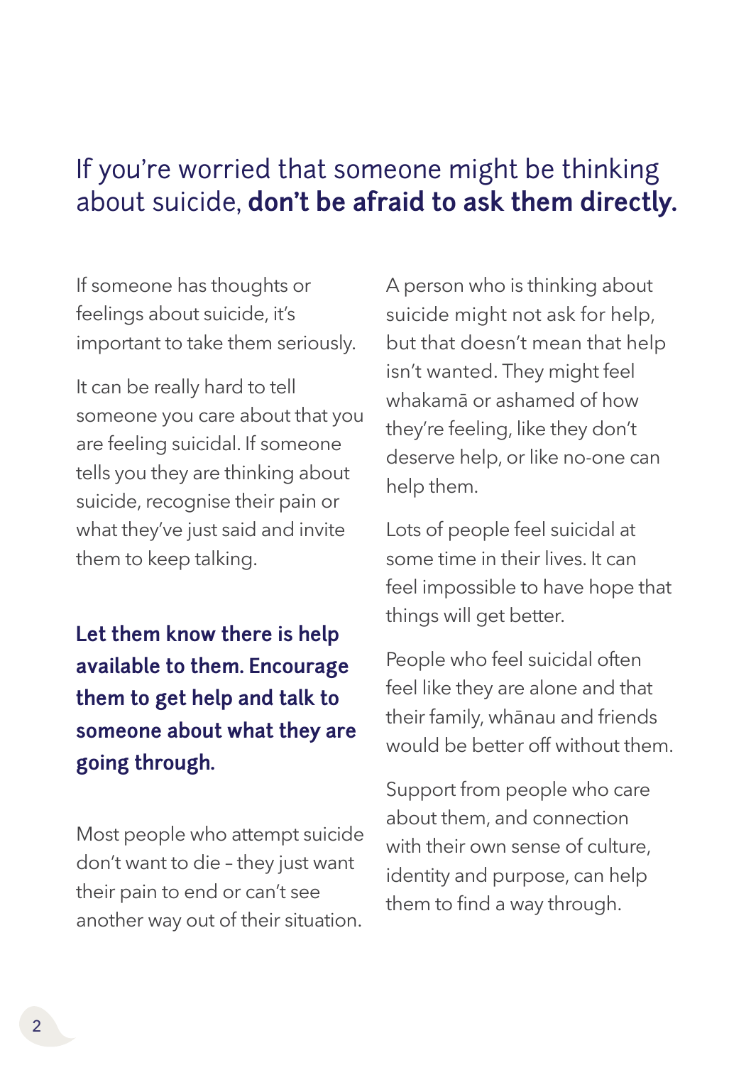## If you're worried that someone might be thinking about suicide, **don't be afraid to ask them directly.**

If someone has thoughts or feelings about suicide, it's important to take them seriously.

It can be really hard to tell someone you care about that you are feeling suicidal. If someone tells you they are thinking about suicide, recognise their pain or what they've just said and invite them to keep talking.

**Let them know there is help available to them. Encourage them to get help and talk to someone about what they are going through.**

Most people who attempt suicide don't want to die – they just want their pain to end or can't see another way out of their situation.

A person who is thinking about suicide might not ask for help, but that doesn't mean that help isn't wanted. They might feel whakamā or ashamed of how they're feeling, like they don't deserve help, or like no-one can help them.

Lots of people feel suicidal at some time in their lives. It can feel impossible to have hope that things will get better.

People who feel suicidal often feel like they are alone and that their family, whānau and friends would be better off without them.

Support from people who care about them, and connection with their own sense of culture, identity and purpose, can help them to find a way through.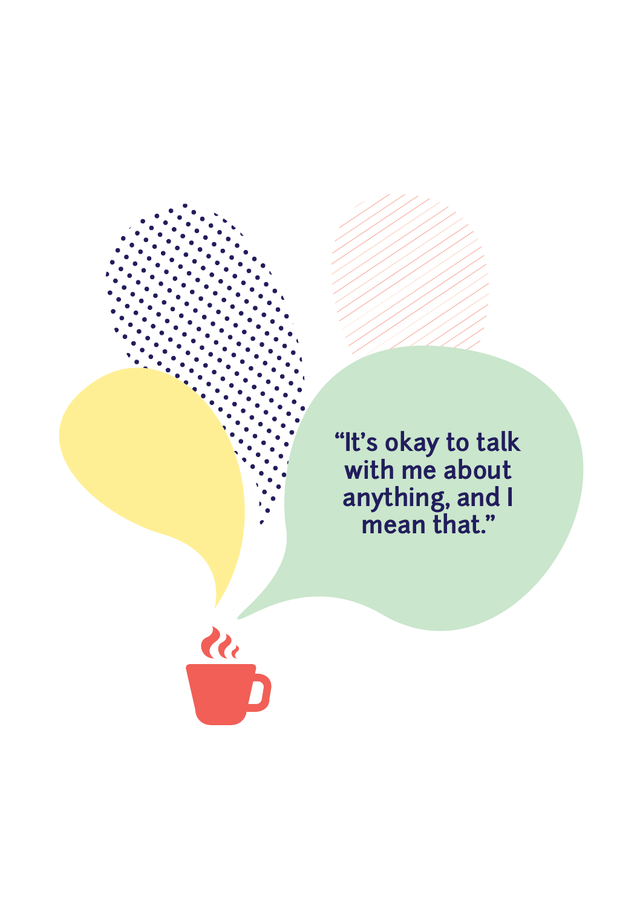"It's okay to talk with me about anything, and I mean that."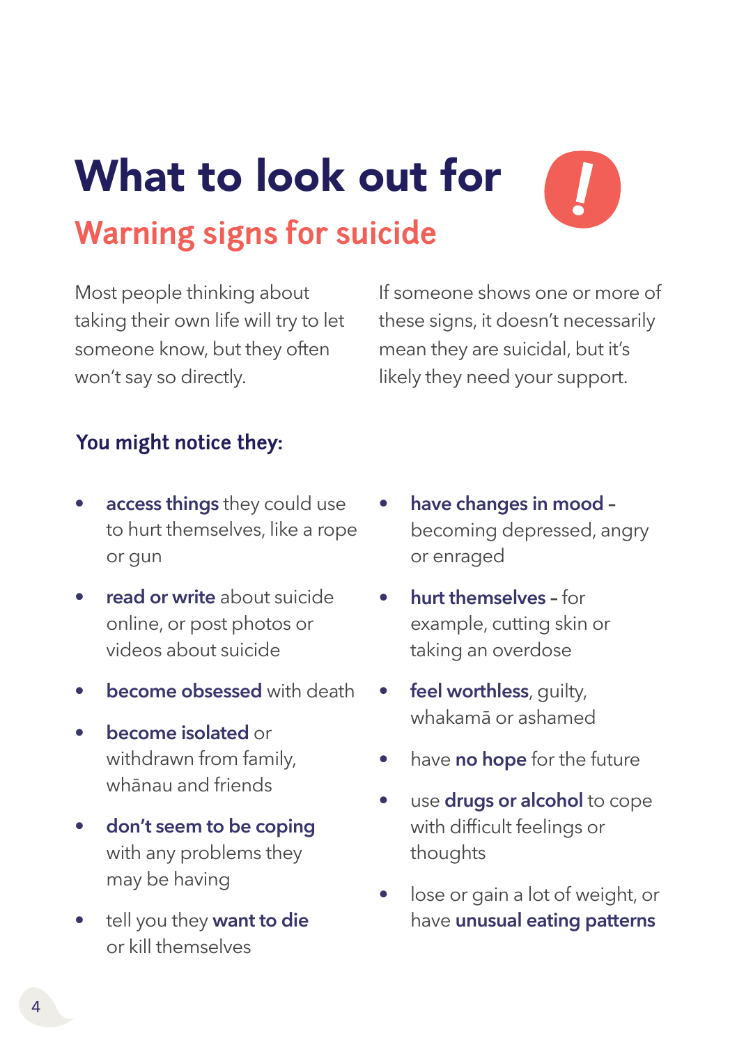# What to look out for

## Warning signs for suicide

Most people thinking about taking their own life will try to let someone know, but they often won't say so directly.

If someone shows one or more of these signs, it doesn't necessarily mean they are suicidal, but it's likely they need your support.

### You might notice they:

- **access things** they could use to hurt themselves, like a rope or gun
- **read or write** about suicide online, or post photos or videos about suicide
- **become obsessed** with death
- **become isolated** or withdrawn from family, whānau and friends
- **don't seem to be coping** with any problems they may be having
- tell you they **want to die** or kill themselves
- **have changes in mood** – becoming depressed, angry or enraged
- **hurt themselves** – for example, cutting skin or taking an overdose
- **feel worthless**, guilty, whakamā or ashamed
- have **no hope** for the future
- use **drugs or alcohol** to cope with difficult feelings or thoughts
- lose or gain a lot of weight, or have **unusual eating patterns**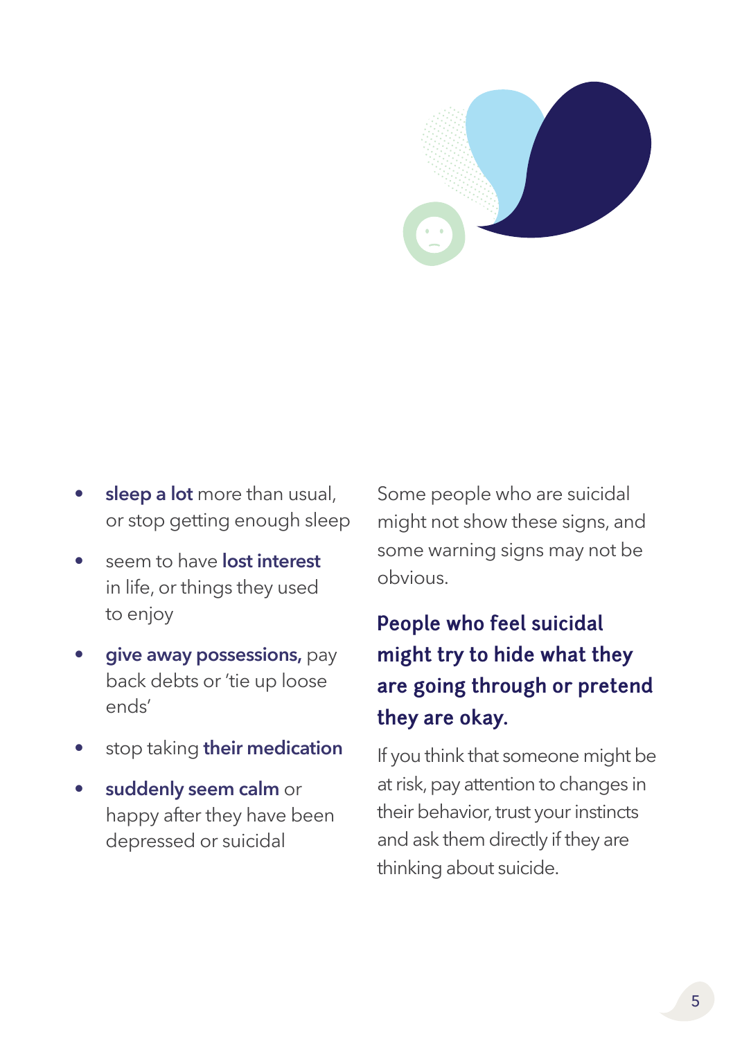- **sleep a lot** more than usual, or stop getting enough sleep
- seem to have **lost interest** in life, or things they used to enjoy
- **give away possessions,** pay back debts or 'tie up loose ends'
- stop taking **their medication**
- **suddenly seem calm** or happy after they have been depressed or suicidal

Some people who are suicidal might not show these signs, and some warning signs may not be obvious.

**People who feel suicidal might try to hide what they are going through or pretend they are okay.**

If you think that someone might be at risk, pay attention to changes in their behavior, trust your instincts and ask them directly if they are thinking about suicide.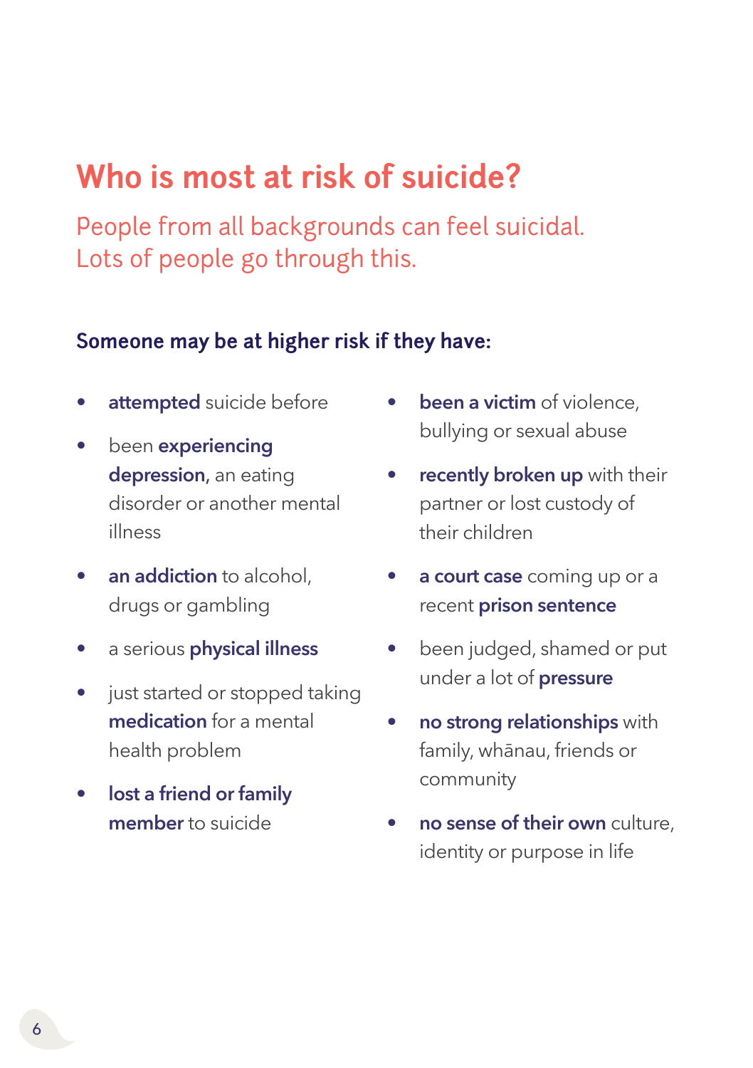# Who is most at risk of suicide?

People from all backgrounds can feel suicidal. Lots of people go through this.

**Someone may be at higher risk if they have:**

- **attempted** suicide before
- been **experiencing depression**, an eating disorder or another mental illness
- **an addiction** to alcohol, drugs or gambling
- a serious **physical illness**
- just started or stopped taking **medication** for a mental health problem
- **lost a friend or family member** to suicide
- **been a victim** of violence, bullying or sexual abuse
- **recently broken up** with their partner or lost custody of their children
- **a court case** coming up or a recent **prison sentence**
- been judged, shamed or put under a lot of **pressure**
- **no strong relationships** with family, whānau, friends or community
- **no sense of their own** culture, identity or purpose in life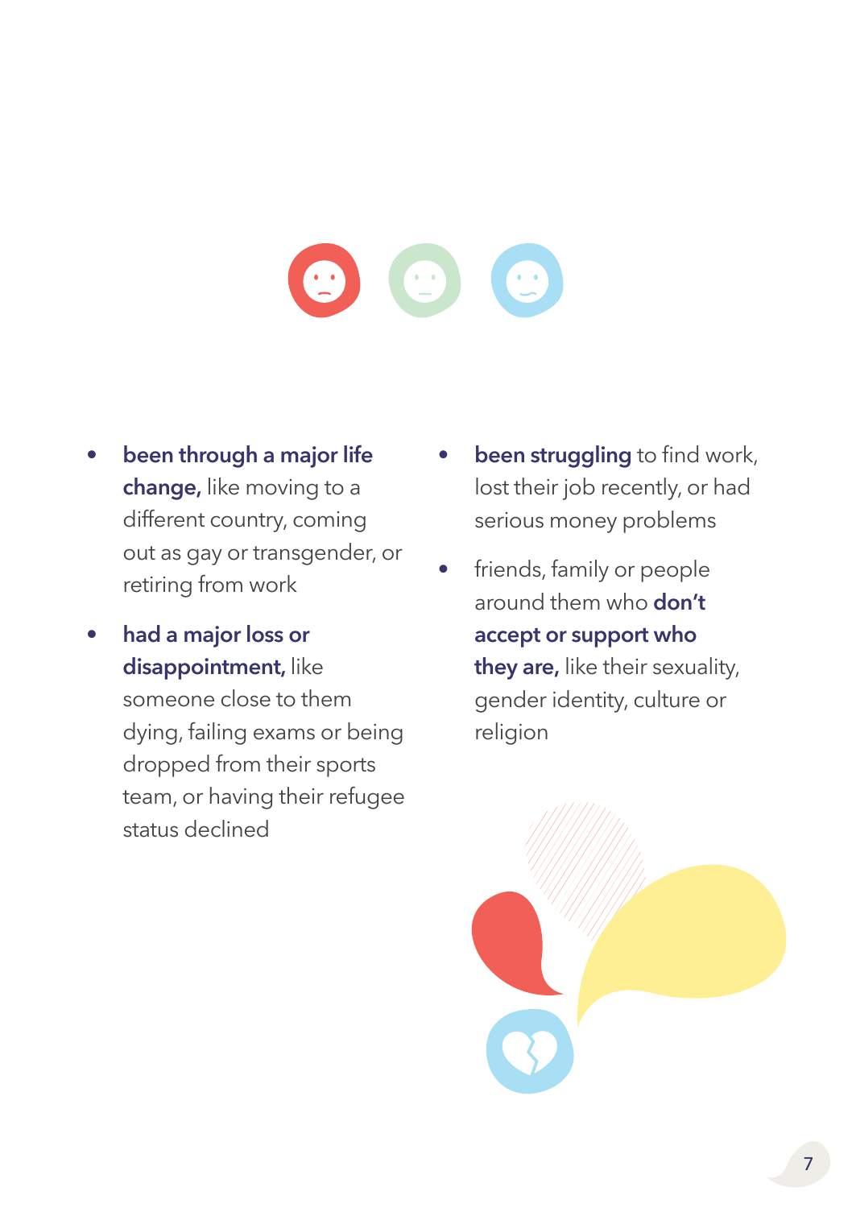- **been through a major life change,** like moving to a different country, coming out as gay or transgender, or retiring from work
- **had a major loss or disappointment,** like someone close to them dying, failing exams or being dropped from their sports team, or having their refugee status declined
- **been struggling** to find work, lost their job recently, or had serious money problems
- friends, family or people around them who **don't accept or support who they are,** like their sexuality, gender identity, culture or religion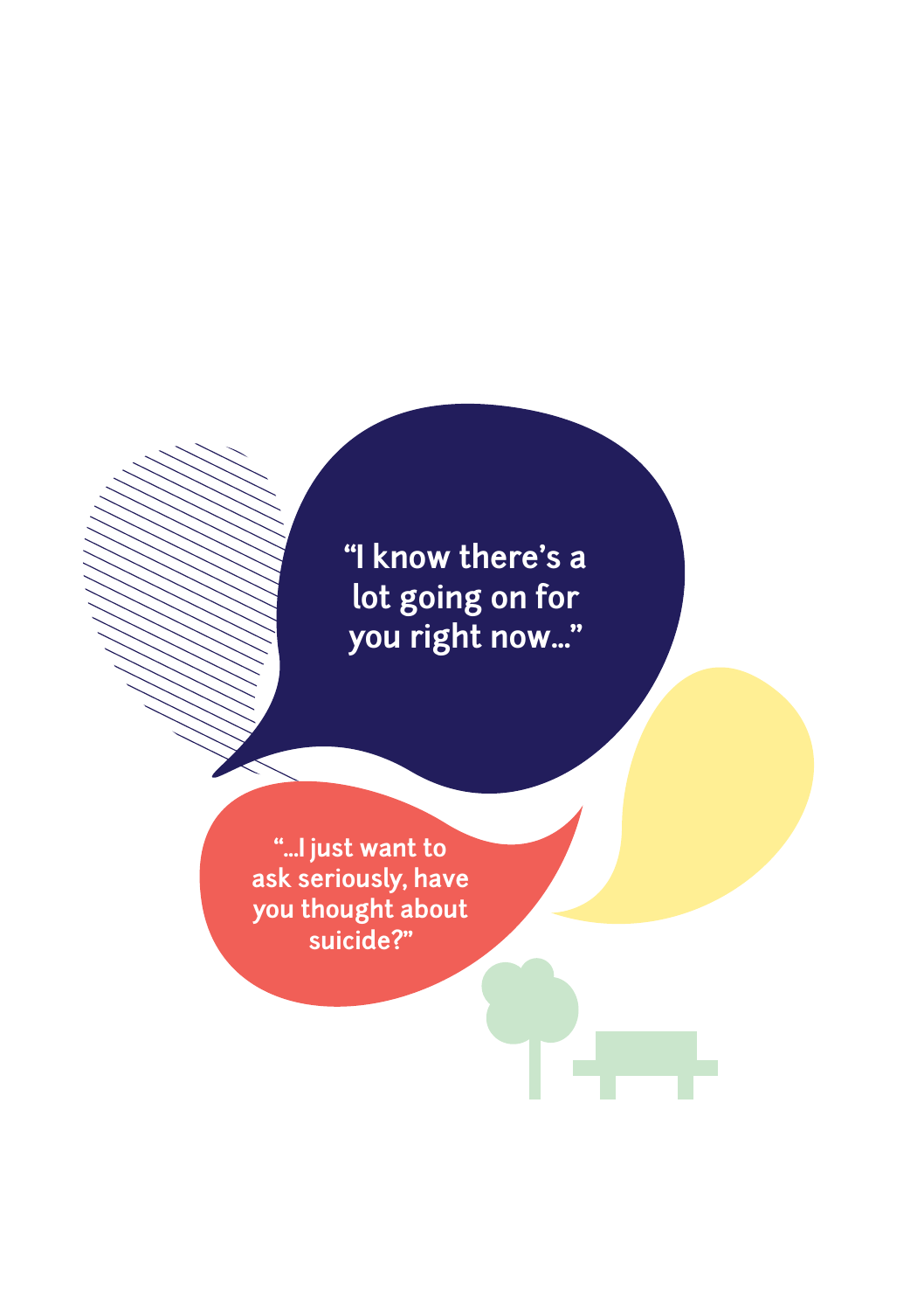"I know there's a lot going on for you right now..."

"...I just want to ask seriously, have you thought about suicide?"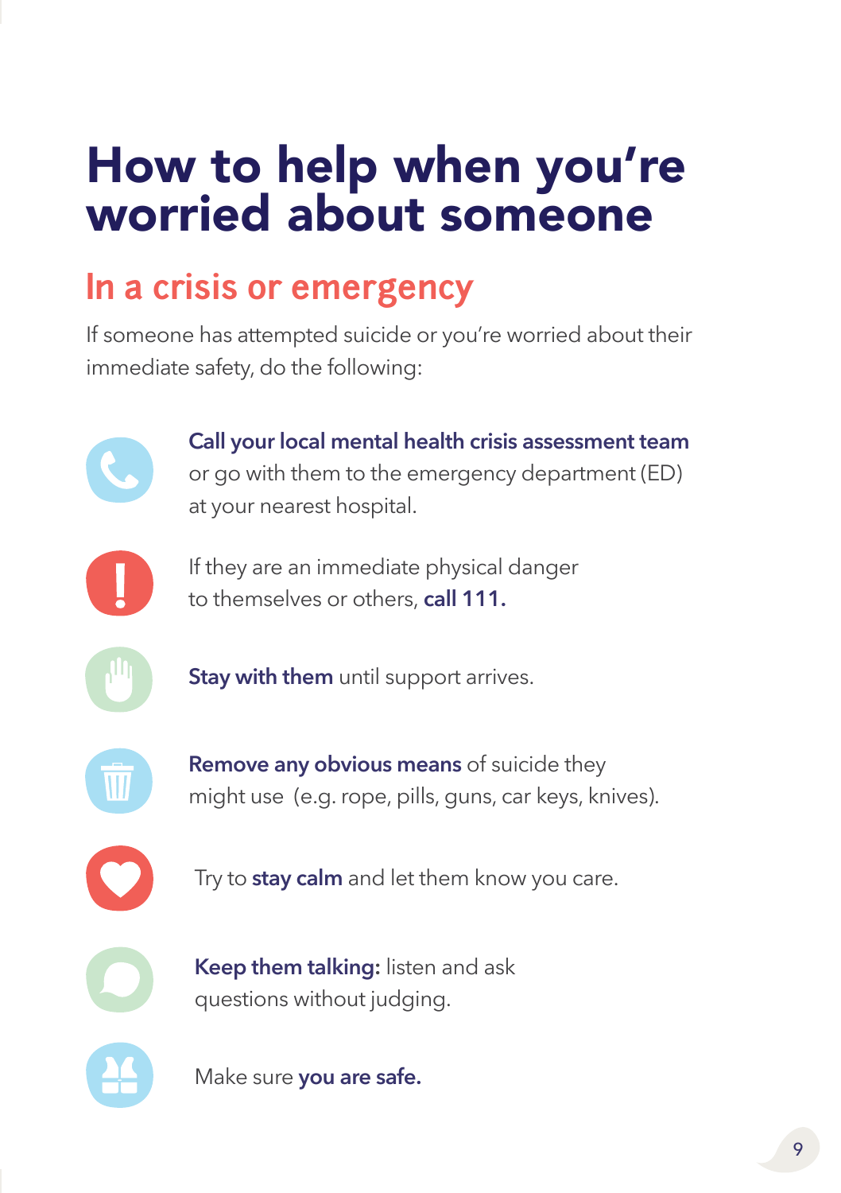# How to help when you're worried about someone

## In a crisis or emergency

If someone has attempted suicide or you're worried about their immediate safety, do the following:

- **Call your local mental health crisis assessment team** or go with them to the emergency department (ED) at your nearest hospital.
- If they are an immediate physical danger to themselves or others, **call 111.**
- **Stay with them** until support arrives.
- **Remove any obvious means** of suicide they might use (e.g. rope, pills, guns, car keys, knives).
- Try to **stay calm** and let them know you care.
- **Keep them talking:** listen and ask questions without judging.
- Make sure **you are safe.**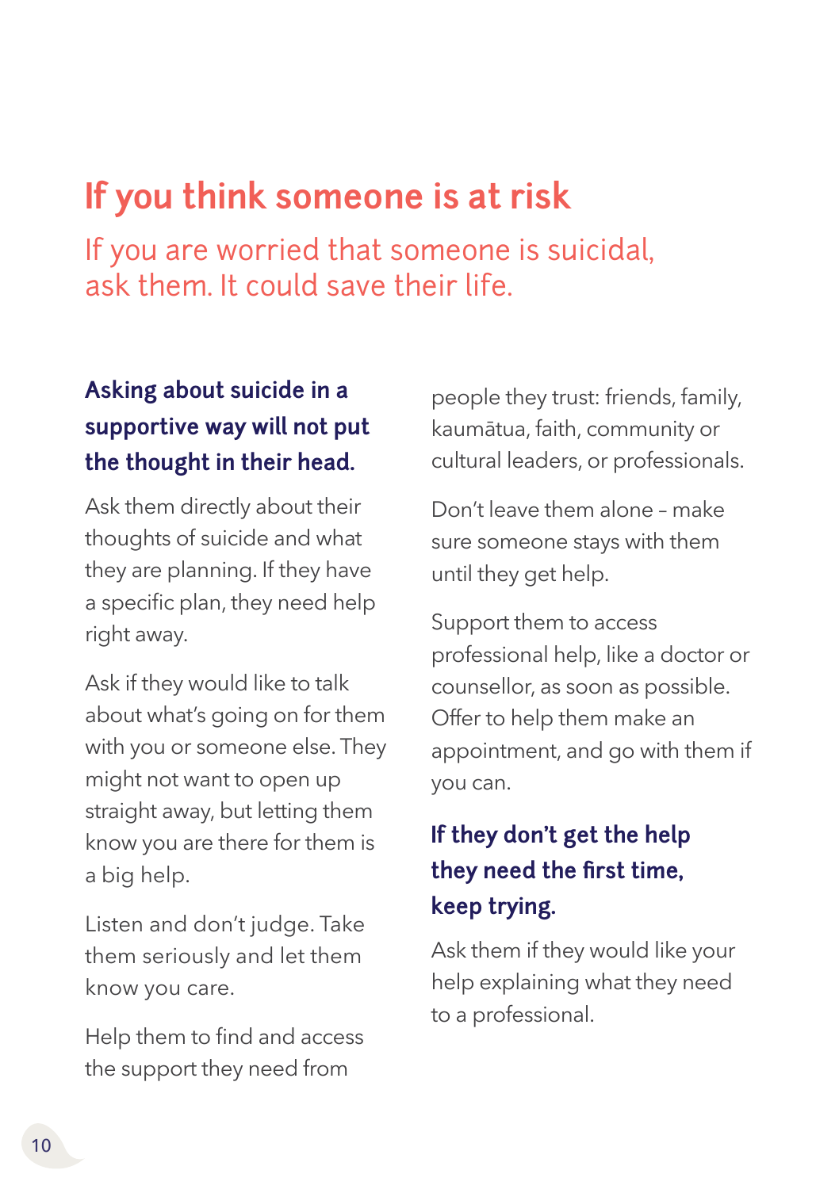# If you think someone is at risk

If you are worried that someone is suicidal, ask them. It could save their life.

### Asking about suicide in a supportive way will not put the thought in their head.

Ask them directly about their thoughts of suicide and what they are planning. If they have a specific plan, they need help right away.

Ask if they would like to talk about what's going on for them with you or someone else. They might not want to open up straight away, but letting them know you are there for them is a big help.

Listen and don't judge. Take them seriously and let them know you care.

Help them to find and access the support they need from people they trust: friends, family, kaumātua, faith, community or cultural leaders, or professionals.

Don't leave them alone – make sure someone stays with them until they get help.

Support them to access professional help, like a doctor or counsellor, as soon as possible. Offer to help them make an appointment, and go with them if you can.

### If they don't get the help they need the first time, keep trying.

Ask them if they would like your help explaining what they need to a professional.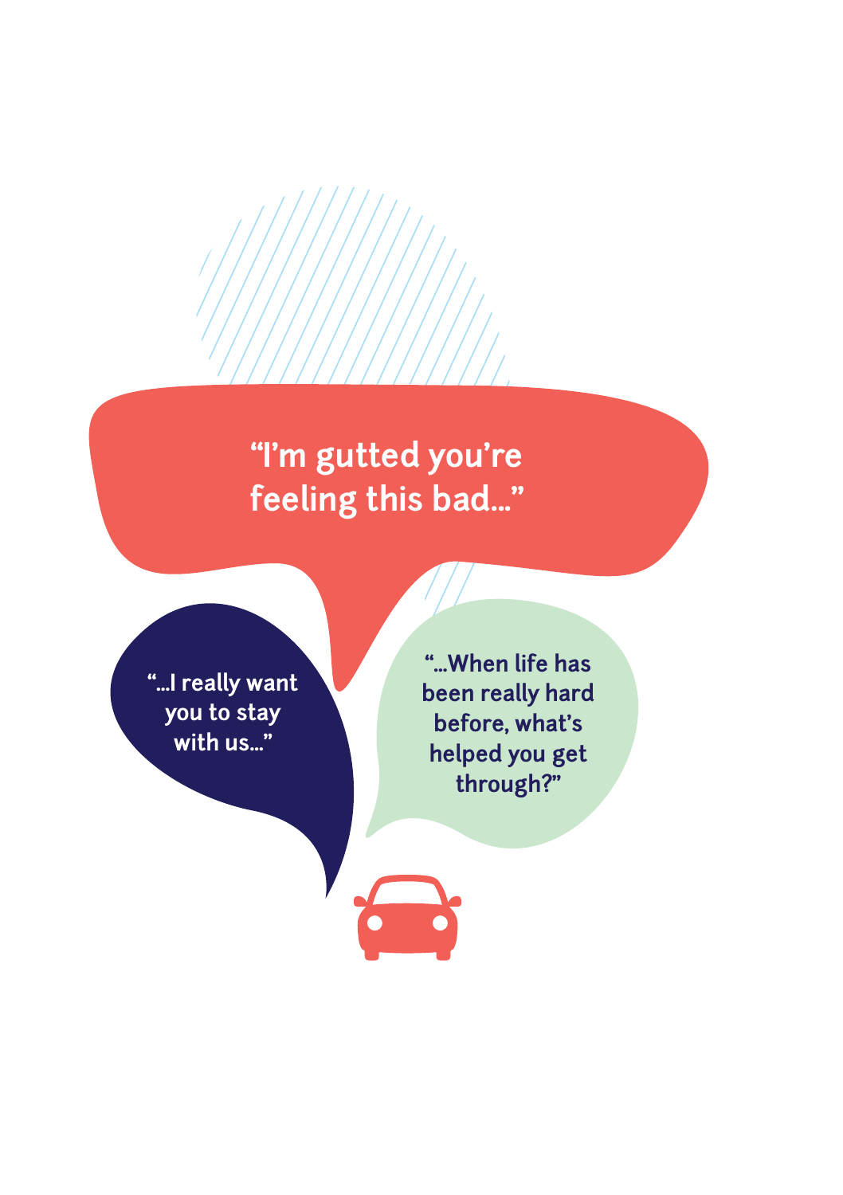"I'm gutted you're feeling this bad..."

"...I really want you to stay with us..."

"...When life has been really hard before, what's helped you get through?"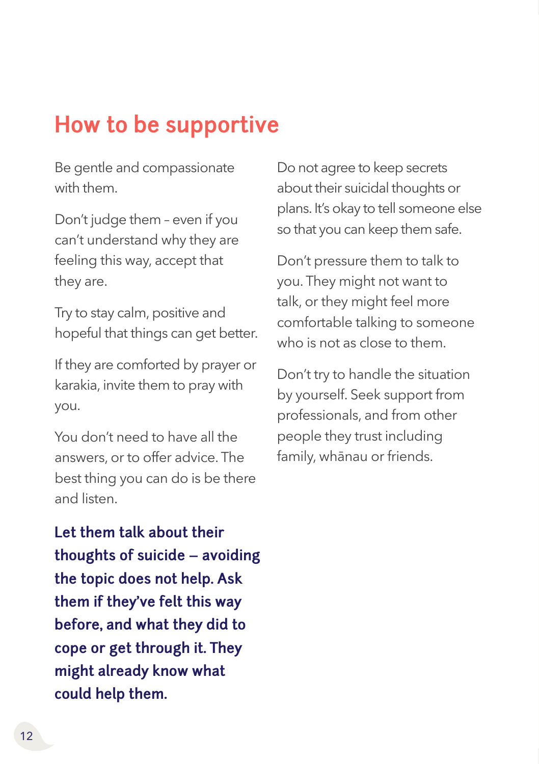## How to be supportive

Be gentle and compassionate with them.

Don't judge them – even if you can't understand why they are feeling this way, accept that they are.

Try to stay calm, positive and hopeful that things can get better.

If they are comforted by prayer or karakia, invite them to pray with you.

You don't need to have all the answers, or to offer advice. The best thing you can do is be there and listen.

**Let them talk about their thoughts of suicide – avoiding the topic does not help. Ask them if they've felt this way before, and what they did to cope or get through it. They might already know what could help them.**

Do not agree to keep secrets about their suicidal thoughts or plans. It's okay to tell someone else so that you can keep them safe.

Don't pressure them to talk to you. They might not want to talk, or they might feel more comfortable talking to someone who is not as close to them.

Don't try to handle the situation by yourself. Seek support from professionals, and from other people they trust including family, whānau or friends.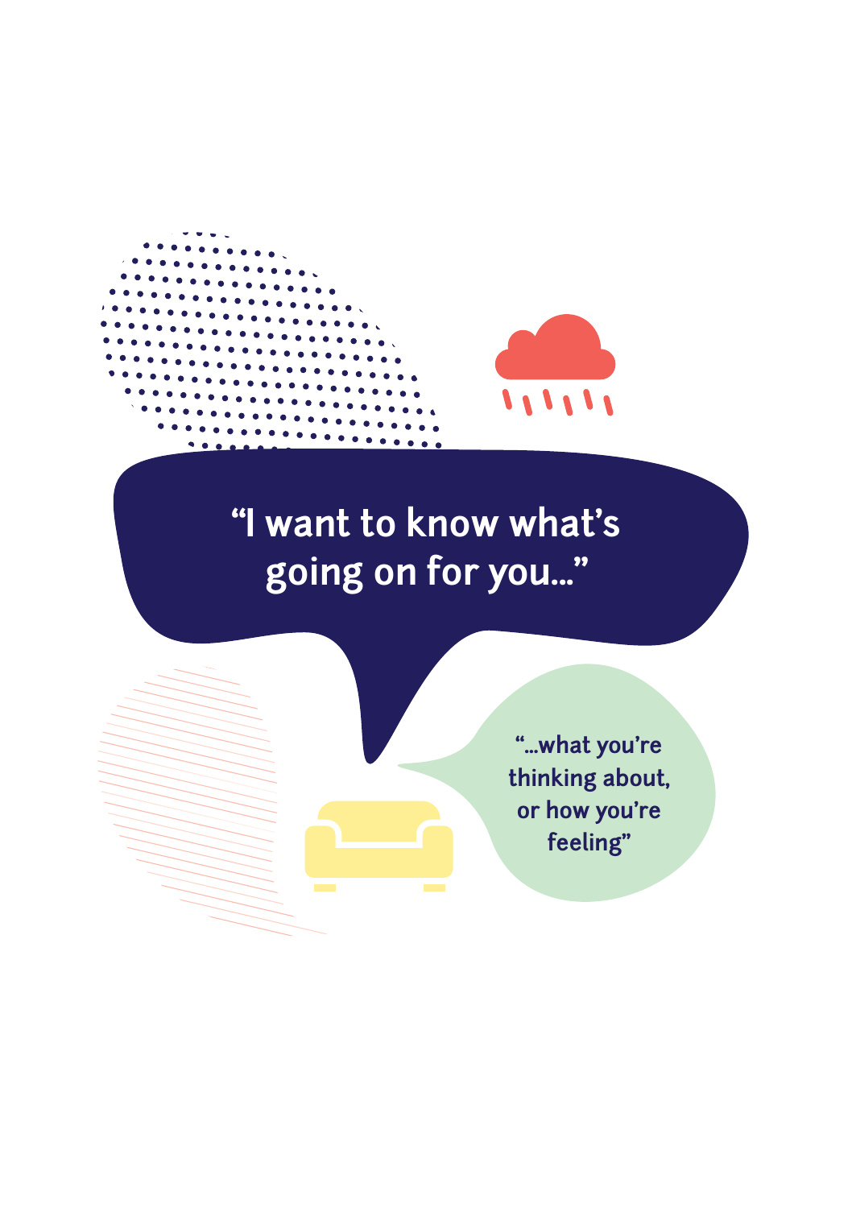"I want to know what's going on for you..."

"...what you're thinking about, or how you're feeling"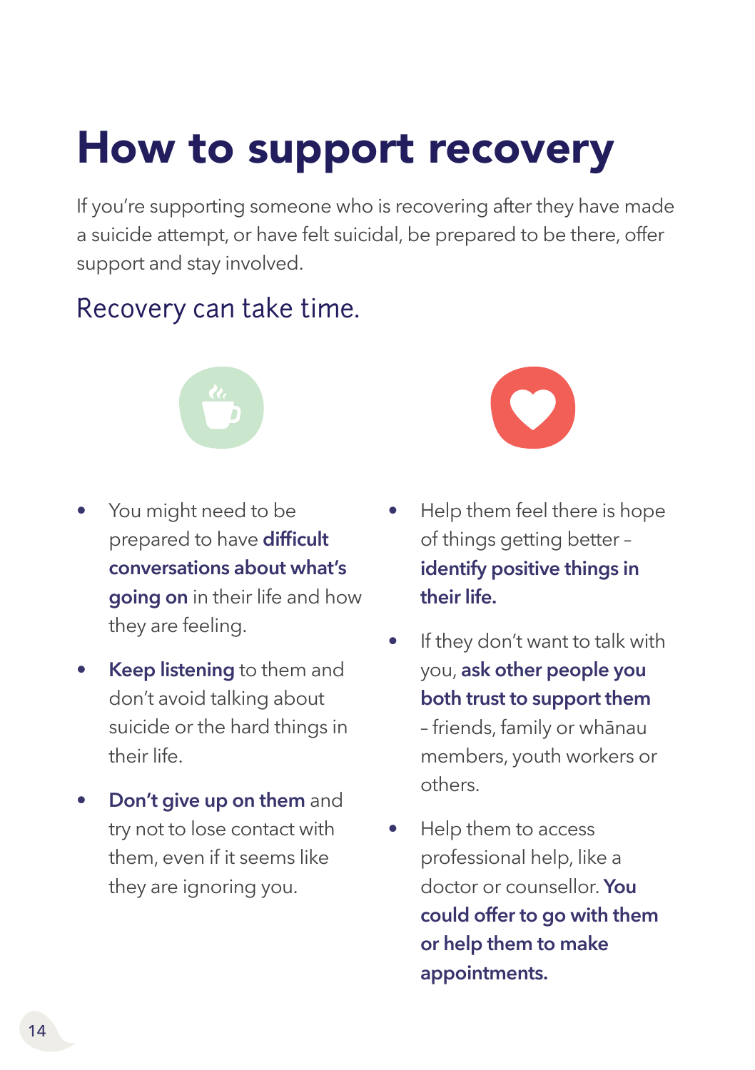# How to support recovery

If you're supporting someone who is recovering after they have made a suicide attempt, or have felt suicidal, be prepared to be there, offer support and stay involved.

## Recovery can take time.

- You might need to be prepared to have **difficult conversations about what's going on** in their life and how they are feeling.
- **Keep listening** to them and don't avoid talking about suicide or the hard things in their life.
- **Don't give up on them** and try not to lose contact with them, even if it seems like they are ignoring you.

- Help them feel there is hope of things getting better – **identify positive things in their life.**
- If they don't want to talk with you, **ask other people you both trust to support them** – friends, family or whānau members, youth workers or others.
- Help them to access professional help, like a doctor or counsellor. **You could offer to go with them or help them to make appointments.**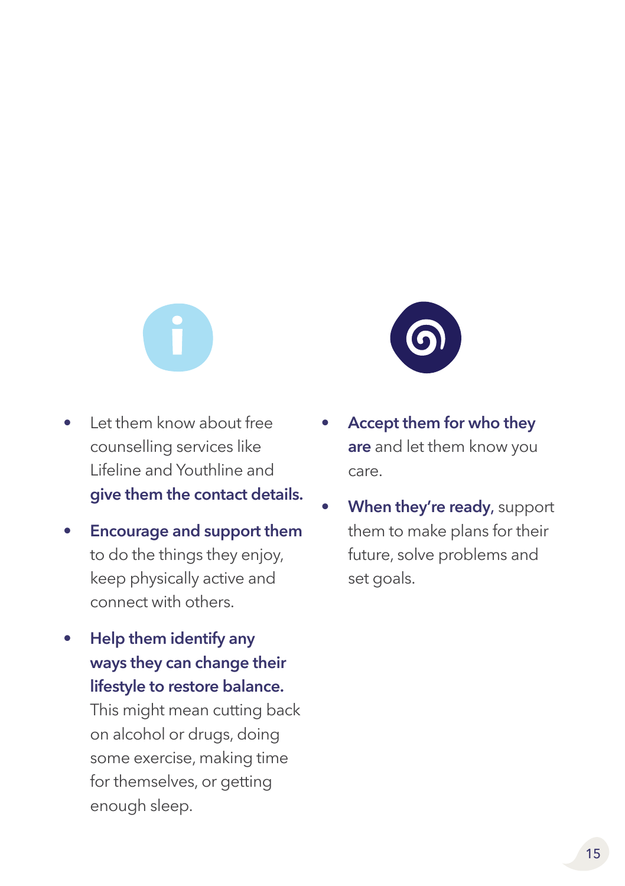- Let them know about free counselling services like Lifeline and Youthline and **give them the contact details.**
- **Encourage and support them** to do the things they enjoy, keep physically active and connect with others.
- **Help them identify any ways they can change their lifestyle to restore balance.** This might mean cutting back on alcohol or drugs, doing some exercise, making time for themselves, or getting enough sleep.
- **Accept them for who they are** and let them know you care.
- **When they're ready**, support them to make plans for their future, solve problems and set goals.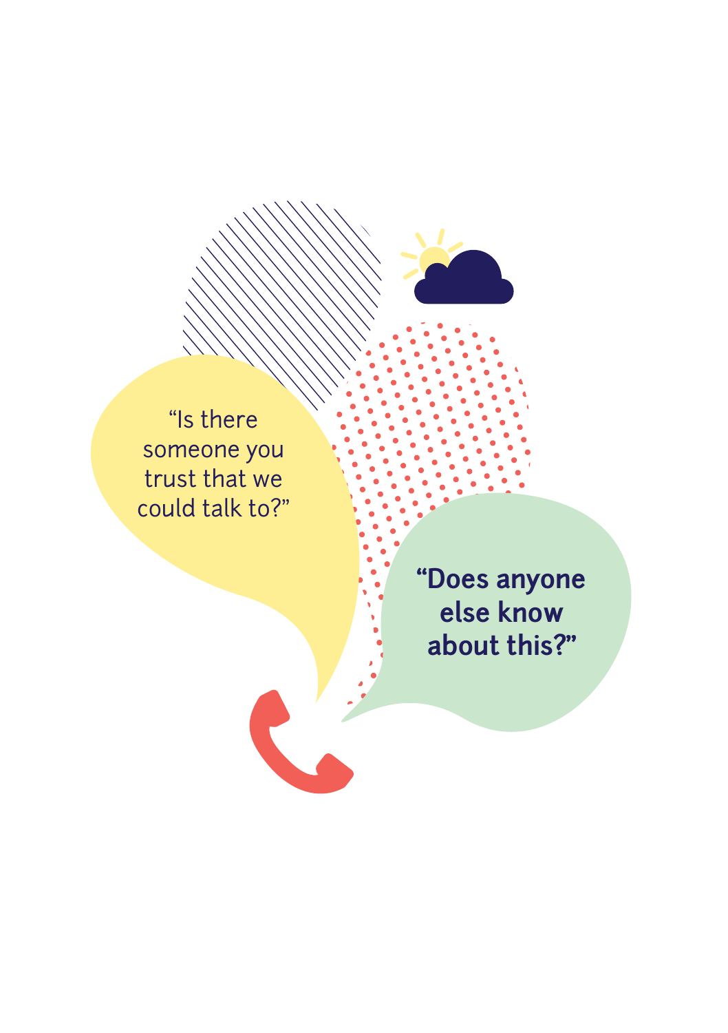"Is there someone you trust that we could talk to?"

**"Does anyone else know about this?"**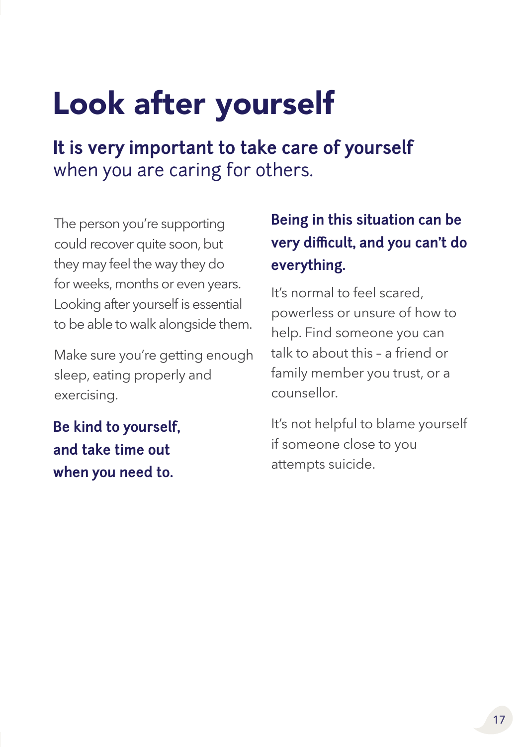# Look after yourself

**It is very important to take care of yourself** when you are caring for others.

The person you're supporting could recover quite soon, but they may feel the way they do for weeks, months or even years. Looking after yourself is essential to be able to walk alongside them.

Make sure you're getting enough sleep, eating properly and exercising.

**Be kind to yourself, and take time out when you need to.**

**Being in this situation can be very difficult, and you can't do everything.**

It's normal to feel scared, powerless or unsure of how to help. Find someone you can talk to about this – a friend or family member you trust, or a counsellor.

It's not helpful to blame yourself if someone close to you attempts suicide.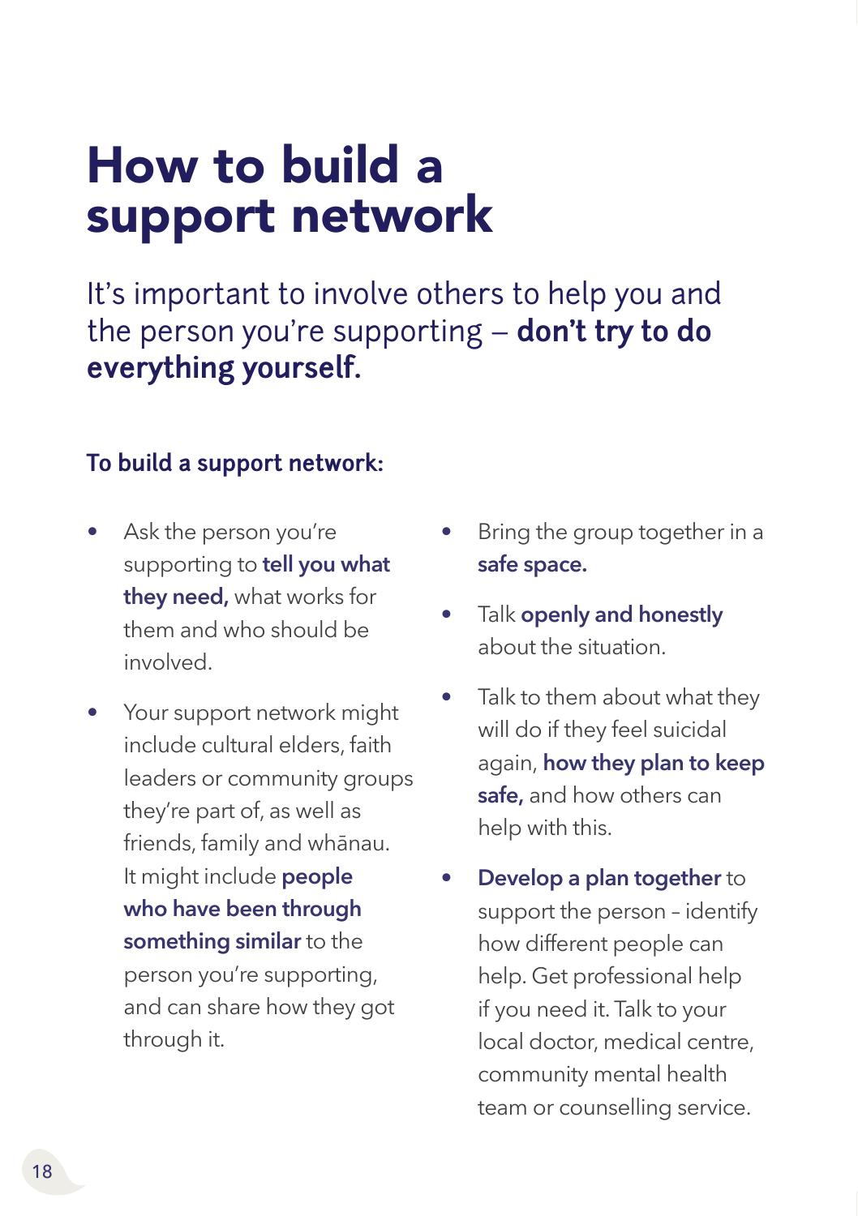# How to build a support network

It's important to involve others to help you and the person you're supporting – **don't try to do everything yourself.**

**To build a support network:**

- Ask the person you're supporting to **tell you what they need,** what works for them and who should be involved.
- Your support network might include cultural elders, faith leaders or community groups they're part of, as well as friends, family and whānau. It might include **people who have been through something similar** to the person you're supporting, and can share how they got through it.
- Bring the group together in a **safe space.**
- Talk **openly and honestly** about the situation.
- Talk to them about what they will do if they feel suicidal again, **how they plan to keep safe,** and how others can help with this.
- **Develop a plan together** to support the person – identify how different people can help. Get professional help if you need it. Talk to your local doctor, medical centre, community mental health team or counselling service.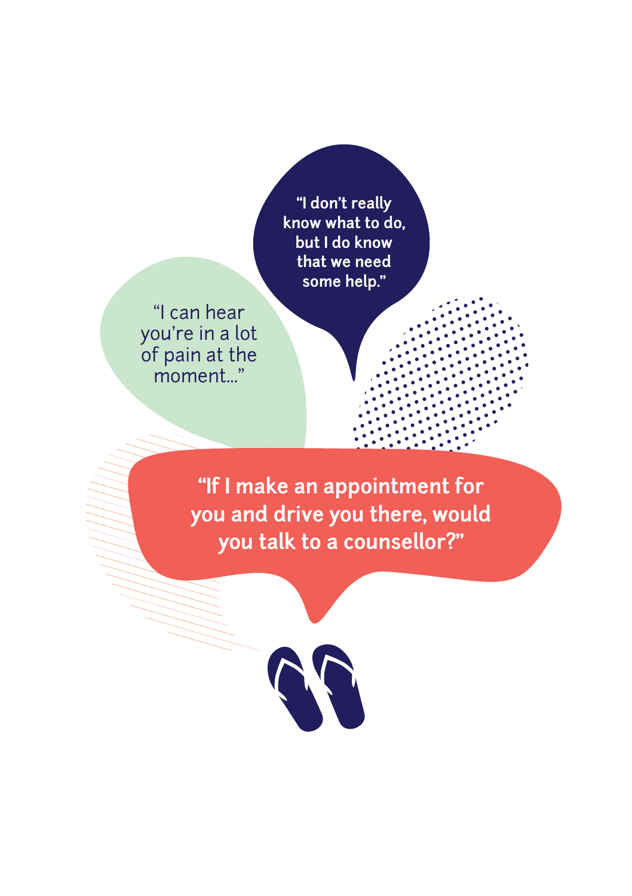"I can hear you're in a lot of pain at the moment..."

**"I don't really know what to do, but I do know that we need some help."**

**"If I make an appointment for you and drive you there, would you talk to a counsellor?"**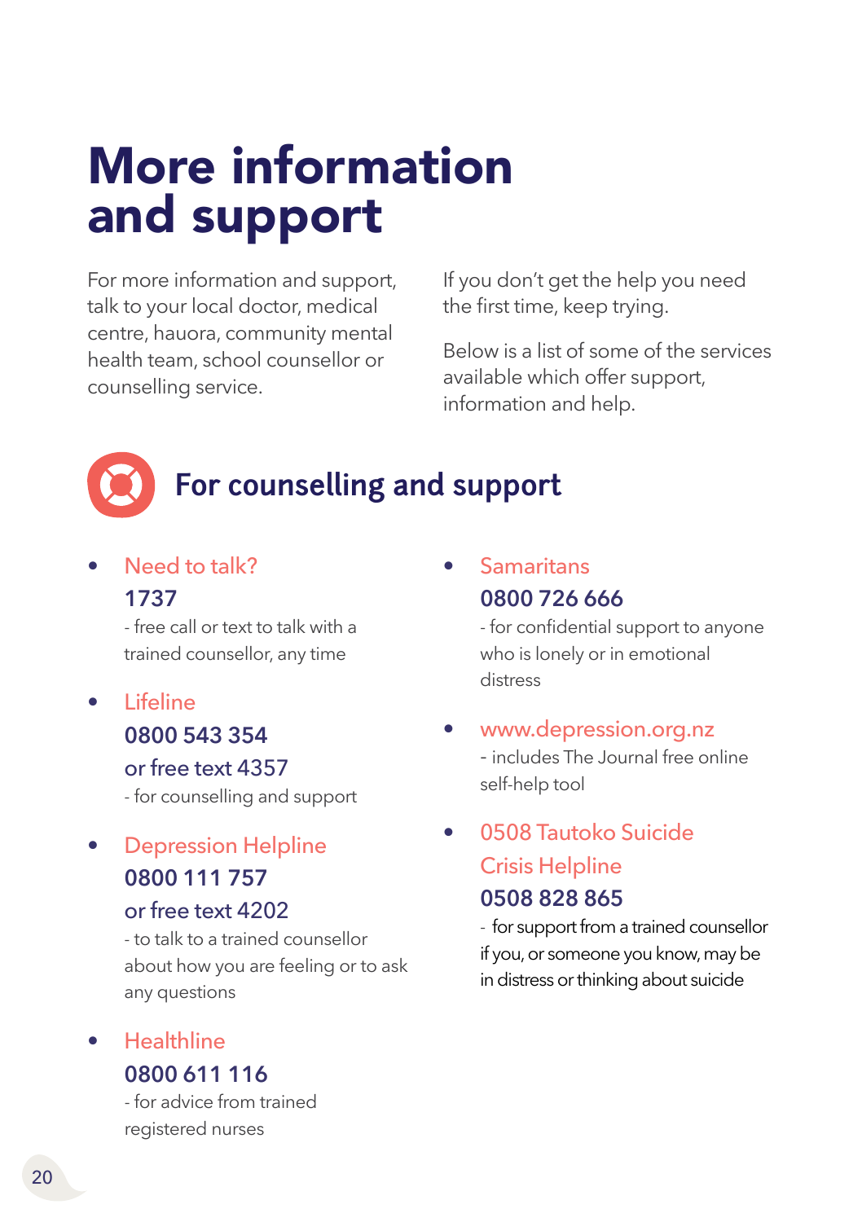# More information and support

For more information and support, talk to your local doctor, medical centre, hauora, community mental health team, school counsellor or counselling service.

If you don't get the help you need the first time, keep trying.

Below is a list of some of the services available which offer support, information and help.

## For counselling and support

- **Need to talk?**
  **1737**
  - free call or text to talk with a trained counsellor, any time

- **Lifeline**
  **0800 543 354**
  **or free text 4357**
  - for counselling and support

- **Depression Helpline**
  **0800 111 757**
  **or free text 4202**
  - to talk to a trained counsellor about how you are feeling or to ask any questions

- **Healthline**
  **0800 611 116**
  - for advice from trained registered nurses

- **Samaritans**
  **0800 726 666**
  - for confidential support to anyone who is lonely or in emotional distress

- **www.depression.org.nz**
  - includes The Journal free online self-help tool

- **0508 Tautoko Suicide Crisis Helpline**
  **0508 828 865**
  - for support from a trained counsellor if you, or someone you know, may be in distress or thinking about suicide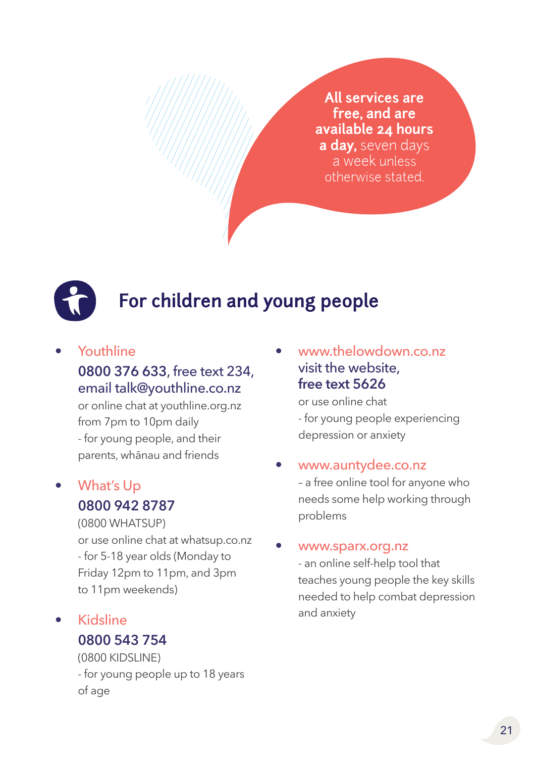**All services are free, and are available 24 hours a day,** seven days a week unless otherwise stated.

## For children and young people

- Youthline
  **0800 376 633**, free text 234, email talk@youthline.co.nz
  or online chat at youthline.org.nz from 7pm to 10pm daily
  - for young people, and their parents, whānau and friends

- What's Up
  **0800 942 8787**
  (0800 WHATSUP)
  or use online chat at whatsup.co.nz
  - for 5-18 year olds (Monday to Friday 12pm to 11pm, and 3pm to 11pm weekends)

- Kidsline
  **0800 543 754**
  (0800 KIDSLINE)
  - for young people up to 18 years of age

- www.thelowdown.co.nz
  visit the website, **free text 5626**
  or use online chat
  - for young people experiencing depression or anxiety

- www.auntydee.co.nz
  – a free online tool for anyone who needs some help working through problems

- www.sparx.org.nz
  - an online self-help tool that teaches young people the key skills needed to help combat depression and anxiety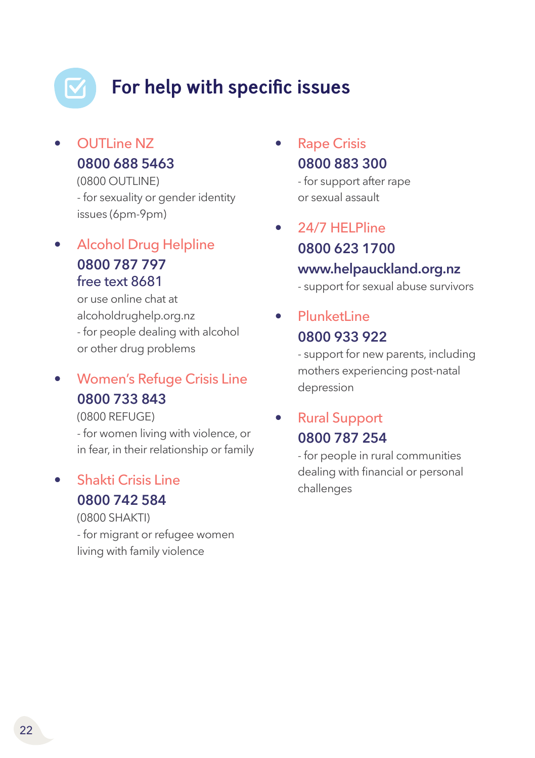## For help with specific issues

- **OUTLine NZ**
  **0800 688 5463**
  (0800 OUTLINE)
  - for sexuality or gender identity issues (6pm-9pm)

- **Alcohol Drug Helpline**
  **0800 787 797**
  **free text 8681**
  or use online chat at alcoholdrughelp.org.nz
  - for people dealing with alcohol or other drug problems

- **Women's Refuge Crisis Line**
  **0800 733 843**
  (0800 REFUGE)
  - for women living with violence, or in fear, in their relationship or family

- **Shakti Crisis Line**
  **0800 742 584**
  (0800 SHAKTI)
  - for migrant or refugee women living with family violence

- **Rape Crisis**
  **0800 883 300**
  - for support after rape or sexual assault

- **24/7 HELPline**
  **0800 623 1700**
  **www.helpauckland.org.nz**
  - support for sexual abuse survivors

- **PlunketLine**
  **0800 933 922**
  - support for new parents, including mothers experiencing post-natal depression

- **Rural Support**
  **0800 787 254**
  - for people in rural communities dealing with financial or personal challenges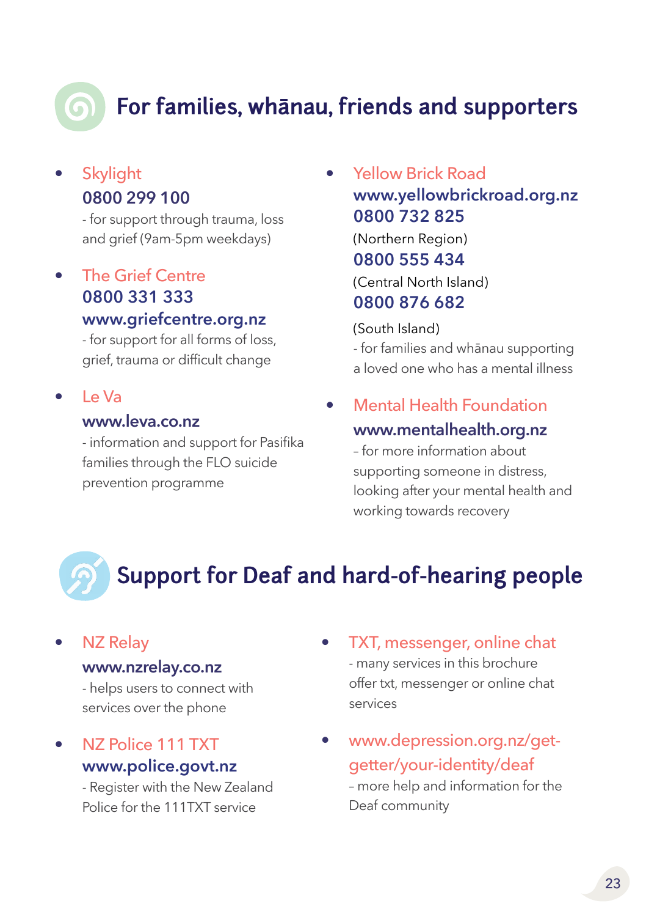## For families, whānau, friends and supporters

- **Skylight**
  **0800 299 100**
  - for support through trauma, loss and grief (9am-5pm weekdays)

- **The Grief Centre**
  **0800 331 333**
  **www.griefcentre.org.nz**
  - for support for all forms of loss, grief, trauma or difficult change

- **Le Va**
  **www.leva.co.nz**
  - information and support for Pasifika families through the FLO suicide prevention programme

- **Yellow Brick Road**
  **www.yellowbrickroad.org.nz**
  **0800 732 825**
  (Northern Region)
  **0800 555 434**
  (Central North Island)
  **0800 876 682**
  (South Island)
  - for families and whānau supporting a loved one who has a mental illness

- **Mental Health Foundation**
  **www.mentalhealth.org.nz**
  – for more information about supporting someone in distress, looking after your mental health and working towards recovery

## Support for Deaf and hard-of-hearing people

- **NZ Relay**
  **www.nzrelay.co.nz**
  - helps users to connect with services over the phone

- **NZ Police 111 TXT**
  **www.police.govt.nz**
  - Register with the New Zealand Police for the 111TXT service

- **TXT, messenger, online chat**
  - many services in this brochure offer txt, messenger or online chat services

- **www.depression.org.nz/get-getter/your-identity/deaf**
  – more help and information for the Deaf community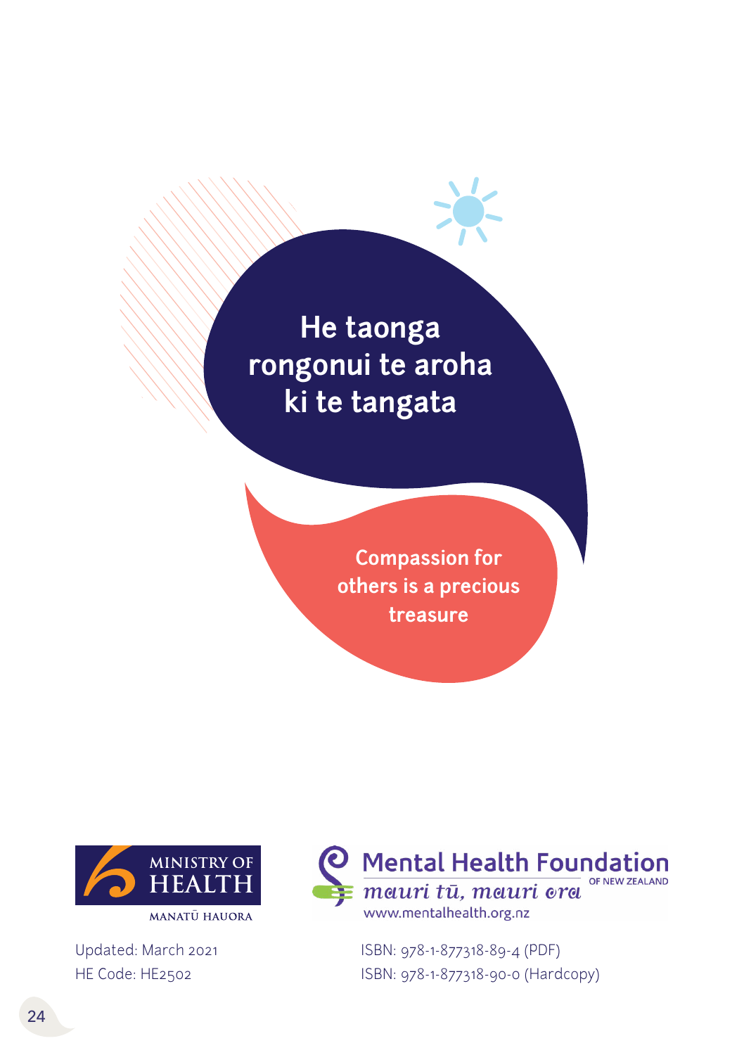**He taonga rongonui te aroha ki te tangata**

**Compassion for others is a precious treasure**

MINISTRY OF HEALTH

MANATŪ HAUORA

Mental Health Foundation OF NEW ZEALAND

*mauri tū, mauri ora*

www.mentalhealth.org.nz

Updated: March 2021

HE Code: HE2502

ISBN: 978-1-877318-89-4 (PDF)

ISBN: 978-1-877318-90-0 (Hardcopy)